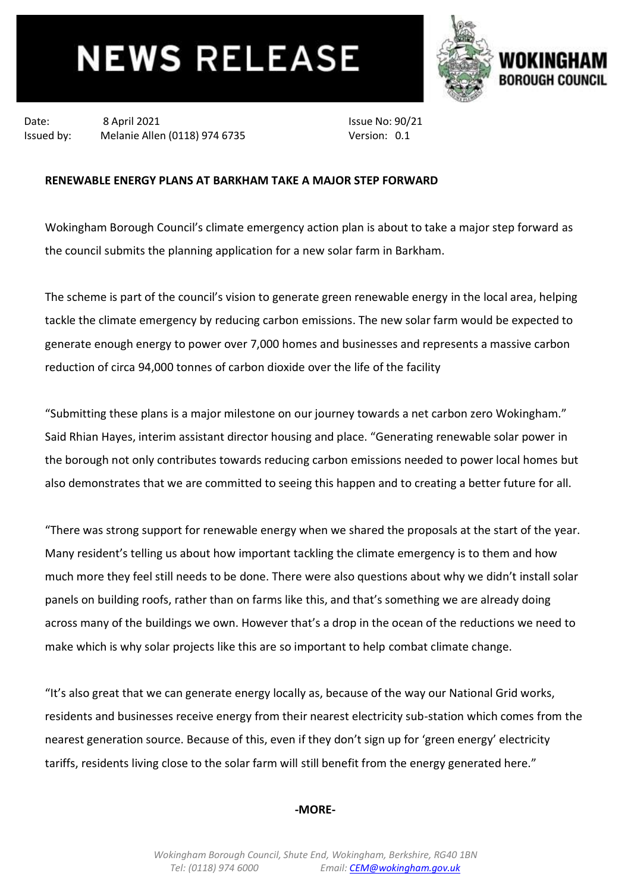# NEWS RELEASE

**WOKINGHAM BOROUGH COUNCIL**

Date: 8 April 2021 Issue No: 90/21
Issued by: Melanie Allen (0118) 974 6735 Version: 0.1

**RENEWABLE ENERGY PLANS AT BARKHAM TAKE A MAJOR STEP FORWARD**

Wokingham Borough Council's climate emergency action plan is about to take a major step forward as the council submits the planning application for a new solar farm in Barkham.

The scheme is part of the council's vision to generate green renewable energy in the local area, helping tackle the climate emergency by reducing carbon emissions. The new solar farm would be expected to generate enough energy to power over 7,000 homes and businesses and represents a massive carbon reduction of circa 94,000 tonnes of carbon dioxide over the life of the facility

"Submitting these plans is a major milestone on our journey towards a net carbon zero Wokingham." Said Rhian Hayes, interim assistant director housing and place. "Generating renewable solar power in the borough not only contributes towards reducing carbon emissions needed to power local homes but also demonstrates that we are committed to seeing this happen and to creating a better future for all.

"There was strong support for renewable energy when we shared the proposals at the start of the year. Many resident's telling us about how important tackling the climate emergency is to them and how much more they feel still needs to be done. There were also questions about why we didn't install solar panels on building roofs, rather than on farms like this, and that's something we are already doing across many of the buildings we own. However that's a drop in the ocean of the reductions we need to make which is why solar projects like this are so important to help combat climate change.

"It's also great that we can generate energy locally as, because of the way our National Grid works, residents and businesses receive energy from their nearest electricity sub-station which comes from the nearest generation source. Because of this, even if they don't sign up for 'green energy' electricity tariffs, residents living close to the solar farm will still benefit from the energy generated here."

**-MORE-**

*Wokingham Borough Council, Shute End, Wokingham, Berkshire, RG40 1BN*
*Tel: (0118) 974 6000 Email: CEM@wokingham.gov.uk*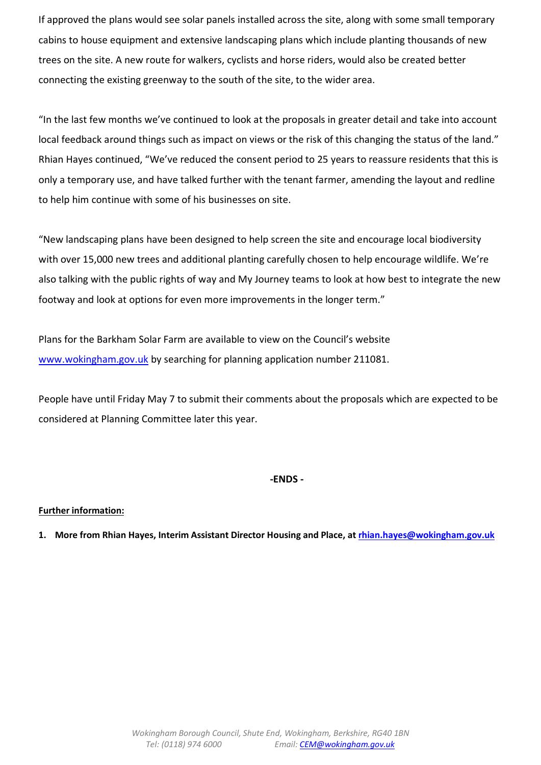If approved the plans would see solar panels installed across the site, along with some small temporary cabins to house equipment and extensive landscaping plans which include planting thousands of new trees on the site. A new route for walkers, cyclists and horse riders, would also be created better connecting the existing greenway to the south of the site, to the wider area.

"In the last few months we've continued to look at the proposals in greater detail and take into account local feedback around things such as impact on views or the risk of this changing the status of the land." Rhian Hayes continued, "We've reduced the consent period to 25 years to reassure residents that this is only a temporary use, and have talked further with the tenant farmer, amending the layout and redline to help him continue with some of his businesses on site.

"New landscaping plans have been designed to help screen the site and encourage local biodiversity with over 15,000 new trees and additional planting carefully chosen to help encourage wildlife. We're also talking with the public rights of way and My Journey teams to look at how best to integrate the new footway and look at options for even more improvements in the longer term."

Plans for the Barkham Solar Farm are available to view on the Council's website [www.wokingham.gov.uk](http://www.wokingham.gov.uk) by searching for planning application number 211081.

People have until Friday May 7 to submit their comments about the proposals which are expected to be considered at Planning Committee later this year.

**-ENDS -**

**Further information:**

1. **More from Rhian Hayes, Interim Assistant Director Housing and Place, at [rhian.hayes@wokingham.gov.uk](mailto:rhian.hayes@wokingham.gov.uk)**

*Wokingham Borough Council, Shute End, Wokingham, Berkshire, RG40 1BN*
*Tel: (0118) 974 6000 Email: [CEM@wokingham.gov.uk](mailto:CEM@wokingham.gov.uk)*